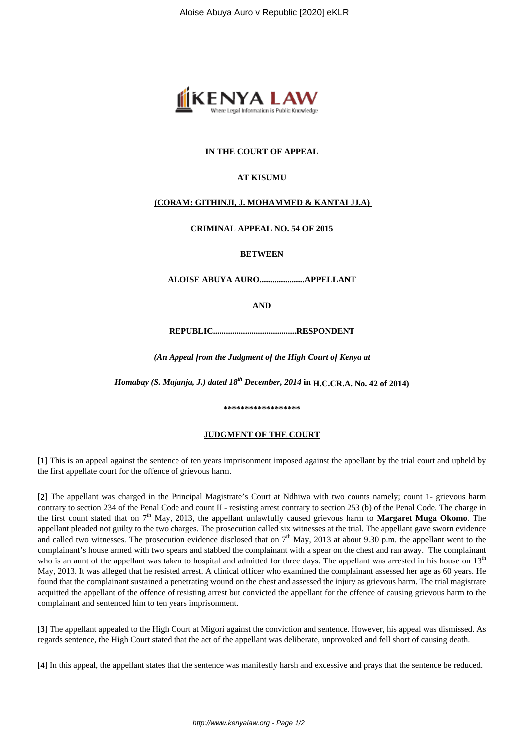**IN THE COURT OF APPEAL**

**AT KISUMU**

**(CORAM: GITHINJI, J. MOHAMMED & KANTAI JJ.A)**

**CRIMINAL APPEAL NO. 54 OF 2015**

**BETWEEN**

**ALOISE ABUYA AURO.....................APPELLANT**

**AND**

**REPUBLIC.......................................RESPONDENT**

***(An Appeal from the Judgment of the High Court of Kenya at***

***Homabay (S. Majanja, J.) dated 18th December, 2014* in H.C.CR.A. No. 42 of 2014)**

\*\*\*\*\*\*\*\*\*\*\*\*\*\*\*\*\*\*

**JUDGMENT OF THE COURT**

[**1**] This is an appeal against the sentence of ten years imprisonment imposed against the appellant by the trial court and upheld by the first appellate court for the offence of grievous harm.

[**2**] The appellant was charged in the Principal Magistrate's Court at Ndhiwa with two counts namely; count 1- grievous harm contrary to section 234 of the Penal Code and count II - resisting arrest contrary to section 253 (b) of the Penal Code. The charge in the first count stated that on 7th May, 2013, the appellant unlawfully caused grievous harm to **Margaret Muga Okomo**. The appellant pleaded not guilty to the two charges. The prosecution called six witnesses at the trial. The appellant gave sworn evidence and called two witnesses. The prosecution evidence disclosed that on 7th May, 2013 at about 9.30 p.m. the appellant went to the complainant's house armed with two spears and stabbed the complainant with a spear on the chest and ran away. The complainant who is an aunt of the appellant was taken to hospital and admitted for three days. The appellant was arrested in his house on 13th May, 2013. It was alleged that he resisted arrest. A clinical officer who examined the complainant assessed her age as 60 years. He found that the complainant sustained a penetrating wound on the chest and assessed the injury as grievous harm. The trial magistrate acquitted the appellant of the offence of resisting arrest but convicted the appellant for the offence of causing grievous harm to the complainant and sentenced him to ten years imprisonment.

[**3**] The appellant appealed to the High Court at Migori against the conviction and sentence. However, his appeal was dismissed. As regards sentence, the High Court stated that the act of the appellant was deliberate, unprovoked and fell short of causing death.

[**4**] In this appeal, the appellant states that the sentence was manifestly harsh and excessive and prays that the sentence be reduced.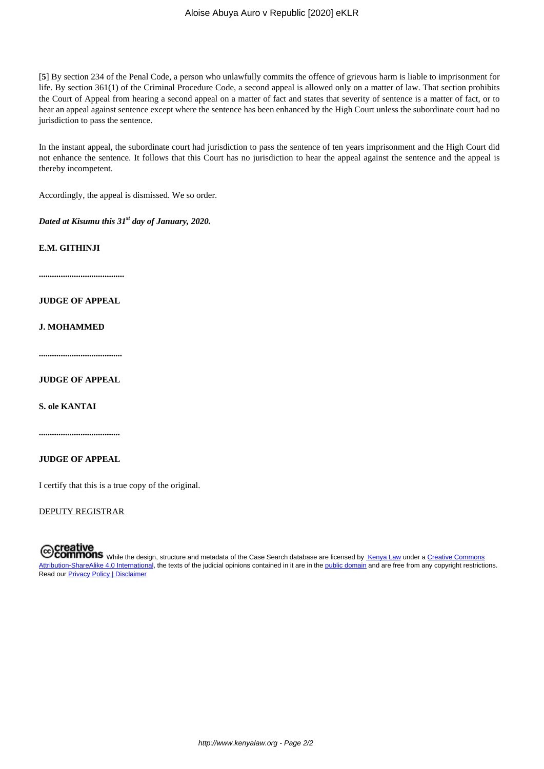[**5**] By section 234 of the Penal Code, a person who unlawfully commits the offence of grievous harm is liable to imprisonment for life. By section 361(1) of the Criminal Procedure Code, a second appeal is allowed only on a matter of law. That section prohibits the Court of Appeal from hearing a second appeal on a matter of fact and states that severity of sentence is a matter of fact, or to hear an appeal against sentence except where the sentence has been enhanced by the High Court unless the subordinate court had no jurisdiction to pass the sentence.

In the instant appeal, the subordinate court had jurisdiction to pass the sentence of ten years imprisonment and the High Court did not enhance the sentence. It follows that this Court has no jurisdiction to hear the appeal against the sentence and the appeal is thereby incompetent.

Accordingly, the appeal is dismissed. We so order.

***Dated at Kisumu this 31st day of January, 2020.***

**E.M. GITHINJI**

**......................................**

**JUDGE OF APPEAL**

**J. MOHAMMED**

**.....................................**

**JUDGE OF APPEAL**

**S. ole KANTAI**

**....................................**

**JUDGE OF APPEAL**

I certify that this is a true copy of the original.

DEPUTY REGISTRAR

While the design, structure and metadata of the Case Search database are licensed by Kenya Law under a Creative Commons Attribution-ShareAlike 4.0 International, the texts of the judicial opinions contained in it are in the public domain and are free from any copyright restrictions. Read our Privacy Policy | Disclaimer